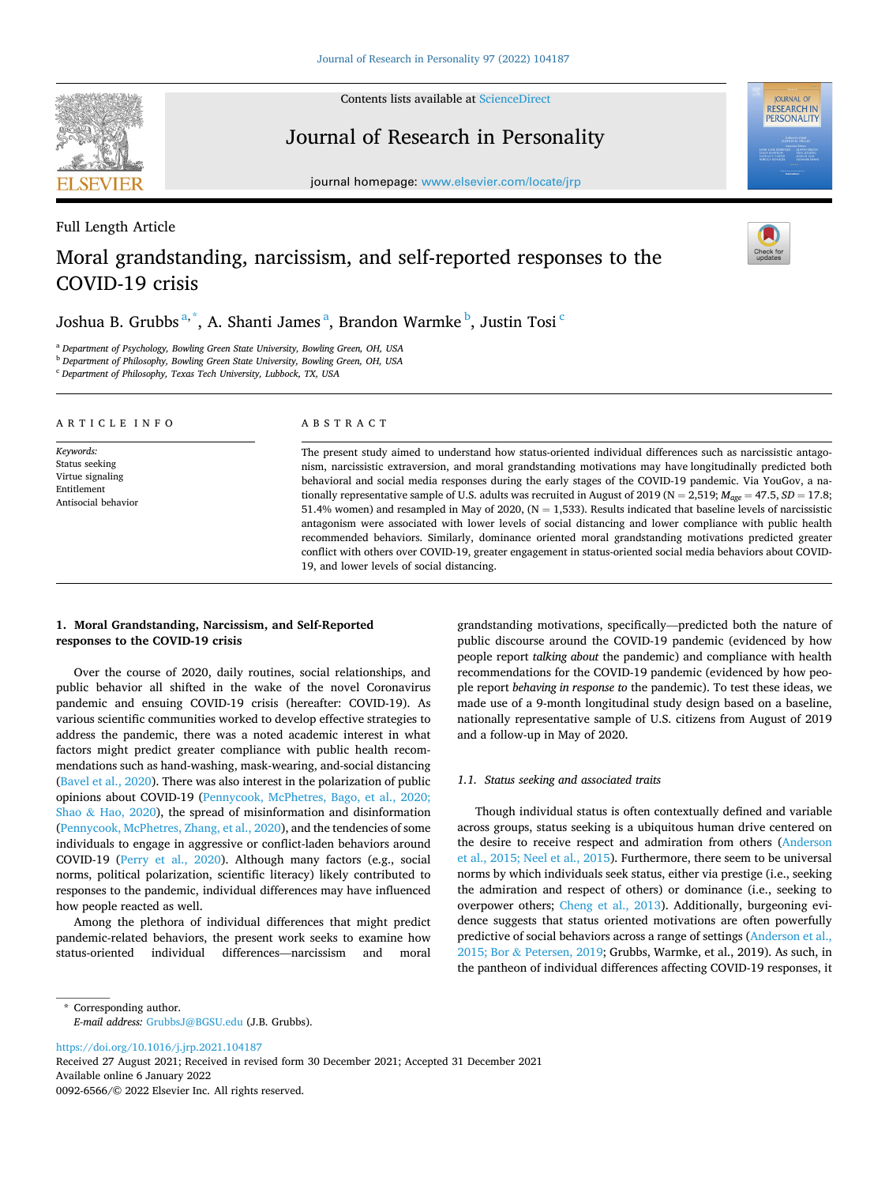Full Length Article

# Moral grandstanding, narcissism, and self-reported responses to the COVID-19 crisis

Joshua B. Grubbs[a,*], A. Shanti James[a], Brandon Warmke[b], Justin Tosi[c]

[a] Department of Psychology, Bowling Green State University, Bowling Green, OH, USA
[b] Department of Philosophy, Bowling Green State University, Bowling Green, OH, USA
[c] Department of Philosophy, Texas Tech University, Lubbock, TX, USA

## ARTICLE INFO

*Keywords:*
Status seeking
Virtue signaling
Entitlement
Antisocial behavior

## ABSTRACT

The present study aimed to understand how status-oriented individual differences such as narcissistic antagonism, narcissistic extraversion, and moral grandstanding motivations may have longitudinally predicted both behavioral and social media responses during the early stages of the COVID-19 pandemic. Via YouGov, a nationally representative sample of U.S. adults was recruited in August of 2019 (N = 2,519; $M_{age} = 47.5$, $SD = 17.8$; 51.4% women) and resampled in May of 2020, (N = 1,533). Results indicated that baseline levels of narcissistic antagonism were associated with lower levels of social distancing and lower compliance with public health recommended behaviors. Similarly, dominance oriented moral grandstanding motivations predicted greater conflict with others over COVID-19, greater engagement in status-oriented social media behaviors about COVID-19, and lower levels of social distancing.

## 1. Moral Grandstanding, Narcissism, and Self-Reported responses to the COVID-19 crisis

Over the course of 2020, daily routines, social relationships, and public behavior all shifted in the wake of the novel Coronavirus pandemic and ensuing COVID-19 crisis (hereafter: COVID-19). As various scientific communities worked to develop effective strategies to address the pandemic, there was a noted academic interest in what factors might predict greater compliance with public health recommendations such as hand-washing, mask-wearing, and-social distancing (Bavel et al., 2020). There was also interest in the polarization of public opinions about COVID-19 (Pennycook, McPhetres, Bago, et al., 2020; Shao & Hao, 2020), the spread of misinformation and disinformation (Pennycook, McPhetres, Zhang, et al., 2020), and the tendencies of some individuals to engage in aggressive or conflict-laden behaviors around COVID-19 (Perry et al., 2020). Although many factors (e.g., social norms, political polarization, scientific literacy) likely contributed to responses to the pandemic, individual differences may have influenced how people reacted as well.

Among the plethora of individual differences that might predict pandemic-related behaviors, the present work seeks to examine how status-oriented individual differences—narcissism and moral grandstanding motivations, specifically—predicted both the nature of public discourse around the COVID-19 pandemic (evidenced by how people report *talking about* the pandemic) and compliance with health recommendations for the COVID-19 pandemic (evidenced by how people report *behaving in response to* the pandemic). To test these ideas, we made use of a 9-month longitudinal study design based on a baseline, nationally representative sample of U.S. citizens from August of 2019 and a follow-up in May of 2020.

### 1.1. Status seeking and associated traits

Though individual status is often contextually defined and variable across groups, status seeking is a ubiquitous human drive centered on the desire to receive respect and admiration from others (Anderson et al., 2015; Neel et al., 2015). Furthermore, there seem to be universal norms by which individuals seek status, either via prestige (i.e., seeking the admiration and respect of others) or dominance (i.e., seeking to overpower others; Cheng et al., 2013). Additionally, burgeoning evidence suggests that status oriented motivations are often powerfully predictive of social behaviors across a range of settings (Anderson et al., 2015; Bor & Petersen, 2019; Grubbs, Warmke, et al., 2019). As such, in the pantheon of individual differences affecting COVID-19 responses, it

---

* Corresponding author.
*E-mail address:* GrubbsJ@BGSU.edu (J.B. Grubbs).

https://doi.org/10.1016/j.jrp.2021.104187
Received 27 August 2021; Received in revised form 30 December 2021; Accepted 31 December 2021
Available online 6 January 2022
0092-6566/© 2022 Elsevier Inc. All rights reserved.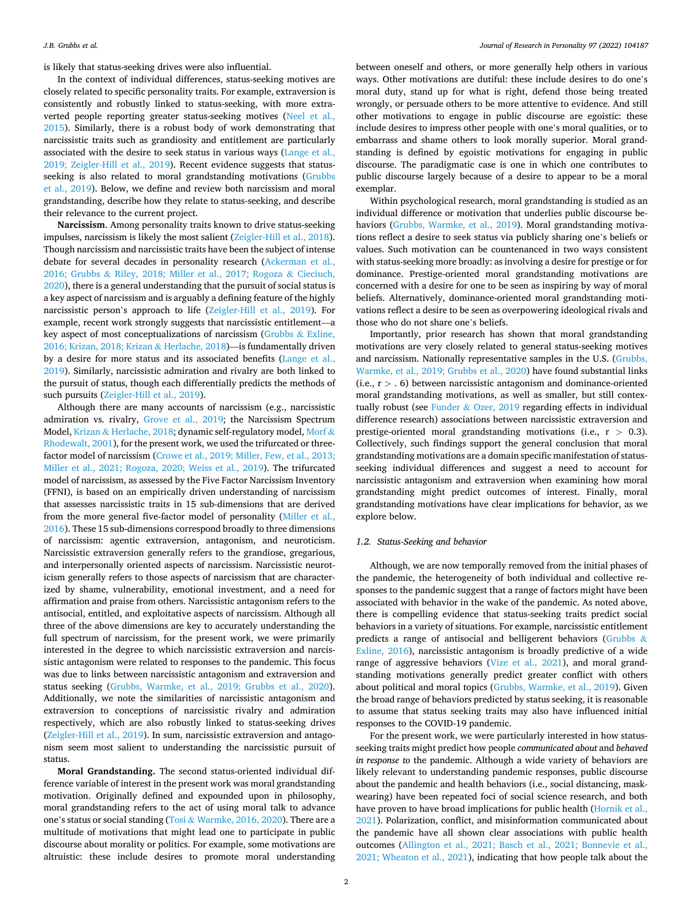is likely that status-seeking drives were also influential.

In the context of individual differences, status-seeking motives are closely related to specific personality traits. For example, extraversion is consistently and robustly linked to status-seeking, with more extraverted people reporting greater status-seeking motives (Neel et al., 2015). Similarly, there is a robust body of work demonstrating that narcissistic traits such as grandiosity and entitlement are particularly associated with the desire to seek status in various ways (Lange et al., 2019; Zeigler-Hill et al., 2019). Recent evidence suggests that status-seeking is also related to moral grandstanding motivations (Grubbs et al., 2019). Below, we define and review both narcissism and moral grandstanding, describe how they relate to status-seeking, and describe their relevance to the current project.

**Narcissism**. Among personality traits known to drive status-seeking impulses, narcissism is likely the most salient (Zeigler-Hill et al., 2018). Though narcissism and narcissistic traits have been the subject of intense debate for several decades in personality research (Ackerman et al., 2016; Grubbs & Riley, 2018; Miller et al., 2017; Rogoza & Cieciuch, 2020), there is a general understanding that the pursuit of social status is a key aspect of narcissism and is arguably a defining feature of the highly narcissistic person's approach to life (Zeigler-Hill et al., 2019). For example, recent work strongly suggests that narcissistic entitlement—a key aspect of most conceptualizations of narcissism (Grubbs & Exline, 2016; Krizan, 2018; Krizan & Herlache, 2018)—is fundamentally driven by a desire for more status and its associated benefits (Lange et al., 2019). Similarly, narcissistic admiration and rivalry are both linked to the pursuit of status, though each differentially predicts the methods of such pursuits (Zeigler-Hill et al., 2019).

Although there are many accounts of narcissism (e.g., narcissistic admiration vs. rivalry, Grove et al., 2019; the Narcissism Spectrum Model, Krizan & Herlache, 2018; dynamic self-regulatory model, Morf & Rhodewalt, 2001), for the present work, we used the trifurcated or three-factor model of narcissism (Crowe et al., 2019; Miller, Few, et al., 2013; Miller et al., 2021; Rogoza, 2020; Weiss et al., 2019). The trifurcated model of narcissism, as assessed by the Five Factor Narcissism Inventory (FFNI), is based on an empirically driven understanding of narcissism that assesses narcissistic traits in 15 sub-dimensions that are derived from the more general five-factor model of personality (Miller et al., 2016). These 15 sub-dimensions correspond broadly to three dimensions of narcissism: agentic extraversion, antagonism, and neuroticism. Narcissistic extraversion generally refers to the grandiose, gregarious, and interpersonally oriented aspects of narcissism. Narcissistic neuroticism generally refers to those aspects of narcissism that are characterized by shame, vulnerability, emotional investment, and a need for affirmation and praise from others. Narcissistic antagonism refers to the antisocial, entitled, and exploitative aspects of narcissism. Although all three of the above dimensions are key to accurately understanding the full spectrum of narcissism, for the present work, we were primarily interested in the degree to which narcissistic extraversion and narcissistic antagonism were related to responses to the pandemic. This focus was due to links between narcissistic antagonism and extraversion and status seeking (Grubbs, Warmke, et al., 2019; Grubbs et al., 2020). Additionally, we note the similarities of narcissistic antagonism and extraversion to conceptions of narcissistic rivalry and admiration respectively, which are also robustly linked to status-seeking drives (Zeigler-Hill et al., 2019). In sum, narcissistic extraversion and antagonism seem most salient to understanding the narcissistic pursuit of status.

**Moral Grandstanding.** The second status-oriented individual difference variable of interest in the present work was moral grandstanding motivation. Originally defined and expounded upon in philosophy, moral grandstanding refers to the act of using moral talk to advance one's status or social standing (Tosi & Warmke, 2016, 2020). There are a multitude of motivations that might lead one to participate in public discourse about morality or politics. For example, some motivations are altruistic: these include desires to promote moral understanding between oneself and others, or more generally help others in various ways. Other motivations are dutiful: these include desires to do one's moral duty, stand up for what is right, defend those being treated wrongly, or persuade others to be more attentive to evidence. And still other motivations to engage in public discourse are egoistic: these include desires to impress other people with one's moral qualities, or to embarrass and shame others to look morally superior. Moral grandstanding is defined by egoistic motivations for engaging in public discourse. The paradigmatic case is one in which one contributes to public discourse largely because of a desire to appear to be a moral exemplar.

Within psychological research, moral grandstanding is studied as an individual difference or motivation that underlies public discourse behaviors (Grubbs, Warmke, et al., 2019). Moral grandstanding motivations reflect a desire to seek status via publicly sharing one's beliefs or values. Such motivation can be countenanced in two ways consistent with status-seeking more broadly: as involving a desire for prestige or for dominance. Prestige-oriented moral grandstanding motivations are concerned with a desire for one to be seen as inspiring by way of moral beliefs. Alternatively, dominance-oriented moral grandstanding motivations reflect a desire to be seen as overpowering ideological rivals and those who do not share one's beliefs.

Importantly, prior research has shown that moral grandstanding motivations are very closely related to general status-seeking motives and narcissism. Nationally representative samples in the U.S. (Grubbs, Warmke, et al., 2019; Grubbs et al., 2020) have found substantial links (i.e., $r > .6$) between narcissistic antagonism and dominance-oriented moral grandstanding motivations, as well as smaller, but still contextually robust (see Funder & Ozer, 2019 regarding effects in individual difference research) associations between narcissistic extraversion and prestige-oriented moral grandstanding motivations (i.e., $r > 0.3$). Collectively, such findings support the general conclusion that moral grandstanding motivations are a domain specific manifestation of status-seeking individual differences and suggest a need to account for narcissistic antagonism and extraversion when examining how moral grandstanding might predict outcomes of interest. Finally, moral grandstanding motivations have clear implications for behavior, as we explore below.

### 1.2. Status-Seeking and behavior

Although, we are now temporally removed from the initial phases of the pandemic, the heterogeneity of both individual and collective responses to the pandemic suggest that a range of factors might have been associated with behavior in the wake of the pandemic. As noted above, there is compelling evidence that status-seeking traits predict social behaviors in a variety of situations. For example, narcissistic entitlement predicts a range of antisocial and belligerent behaviors (Grubbs & Exline, 2016), narcissistic antagonism is broadly predictive of a wide range of aggressive behaviors (Vize et al., 2021), and moral grandstanding motivations generally predict greater conflict with others about political and moral topics (Grubbs, Warmke, et al., 2019). Given the broad range of behaviors predicted by status seeking, it is reasonable to assume that status seeking traits may also have influenced initial responses to the COVID-19 pandemic.

For the present work, we were particularly interested in how status-seeking traits might predict how people *communicated about* and *behaved in response to* the pandemic. Although a wide variety of behaviors are likely relevant to understanding pandemic responses, public discourse about the pandemic and health behaviors (i.e., social distancing, mask-wearing) have been repeated foci of social science research, and both have proven to have broad implications for public health (Hornik et al., 2021). Polarization, conflict, and misinformation communicated about the pandemic have all shown clear associations with public health outcomes (Allington et al., 2021; Basch et al., 2021; Bonnevie et al., 2021; Wheaton et al., 2021), indicating that how people talk about the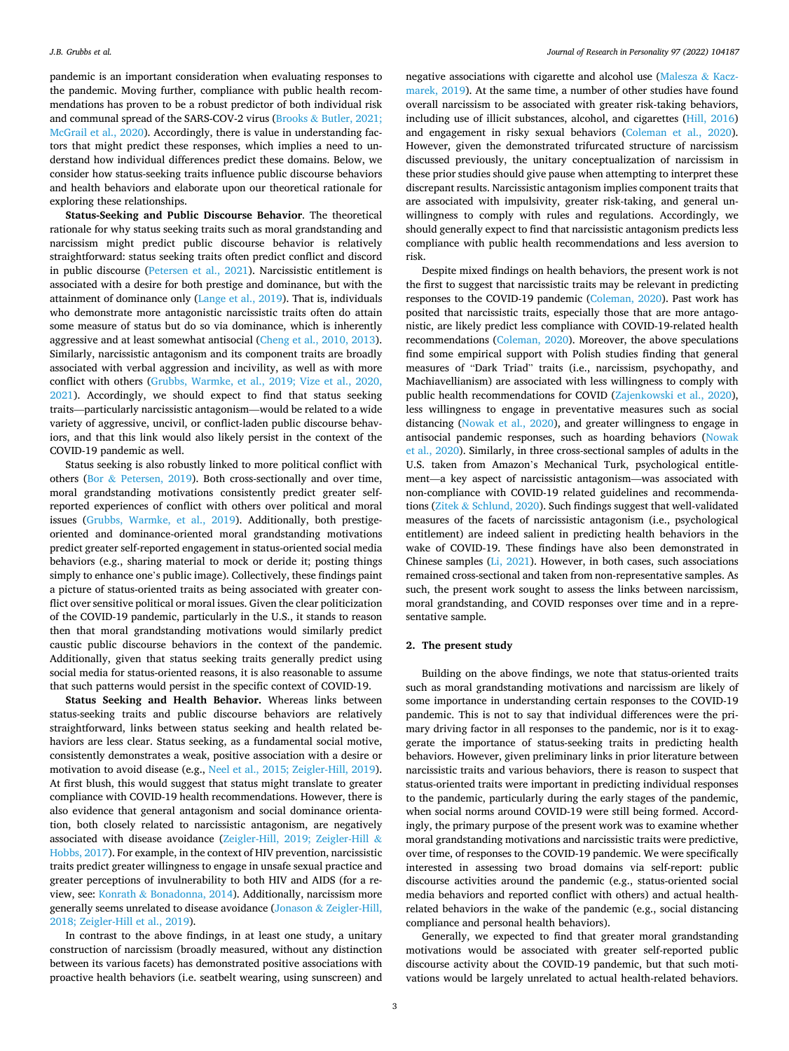pandemic is an important consideration when evaluating responses to the pandemic. Moving further, compliance with public health recommendations has proven to be a robust predictor of both individual risk and communal spread of the SARS-COV-2 virus (Brooks & Butler, 2021; McGrail et al., 2020). Accordingly, there is value in understanding factors that might predict these responses, which implies a need to understand how individual differences predict these domains. Below, we consider how status-seeking traits influence public discourse behaviors and health behaviors and elaborate upon our theoretical rationale for exploring these relationships.

**Status-Seeking and Public Discourse Behavior**. The theoretical rationale for why status seeking traits such as moral grandstanding and narcissism might predict public discourse behavior is relatively straightforward: status seeking traits often predict conflict and discord in public discourse (Petersen et al., 2021). Narcissistic entitlement is associated with a desire for both prestige and dominance, but with the attainment of dominance only (Lange et al., 2019). That is, individuals who demonstrate more antagonistic narcissistic traits often do attain some measure of status but do so via dominance, which is inherently aggressive and at least somewhat antisocial (Cheng et al., 2010, 2013). Similarly, narcissistic antagonism and its component traits are broadly associated with verbal aggression and incivility, as well as with more conflict with others (Grubbs, Warmke, et al., 2019; Vize et al., 2020, 2021). Accordingly, we should expect to find that status seeking traits—particularly narcissistic antagonism—would be related to a wide variety of aggressive, uncivil, or conflict-laden public discourse behaviors, and that this link would also likely persist in the context of the COVID-19 pandemic as well.

Status seeking is also robustly linked to more political conflict with others (Bor & Petersen, 2019). Both cross-sectionally and over time, moral grandstanding motivations consistently predict greater self-reported experiences of conflict with others over political and moral issues (Grubbs, Warmke, et al., 2019). Additionally, both prestige-oriented and dominance-oriented moral grandstanding motivations predict greater self-reported engagement in status-oriented social media behaviors (e.g., sharing material to mock or deride it; posting things simply to enhance one's public image). Collectively, these findings paint a picture of status-oriented traits as being associated with greater conflict over sensitive political or moral issues. Given the clear politicization of the COVID-19 pandemic, particularly in the U.S., it stands to reason then that moral grandstanding motivations would similarly predict caustic public discourse behaviors in the context of the pandemic. Additionally, given that status seeking traits generally predict using social media for status-oriented reasons, it is also reasonable to assume that such patterns would persist in the specific context of COVID-19.

**Status Seeking and Health Behavior.** Whereas links between status-seeking traits and public discourse behaviors are relatively straightforward, links between status seeking and health related behaviors are less clear. Status seeking, as a fundamental social motive, consistently demonstrates a weak, positive association with a desire or motivation to avoid disease (e.g., Neel et al., 2015; Zeigler-Hill, 2019). At first blush, this would suggest that status might translate to greater compliance with COVID-19 health recommendations. However, there is also evidence that general antagonism and social dominance orientation, both closely related to narcissistic antagonism, are negatively associated with disease avoidance (Zeigler-Hill, 2019; Zeigler-Hill & Hobbs, 2017). For example, in the context of HIV prevention, narcissistic traits predict greater willingness to engage in unsafe sexual practice and greater perceptions of invulnerability to both HIV and AIDS (for a review, see: Konrath & Bonadonna, 2014). Additionally, narcissism more generally seems unrelated to disease avoidance (Jonason & Zeigler-Hill, 2018; Zeigler-Hill et al., 2019).

In contrast to the above findings, in at least one study, a unitary construction of narcissism (broadly measured, without any distinction between its various facets) has demonstrated positive associations with proactive health behaviors (i.e. seatbelt wearing, using sunscreen) and negative associations with cigarette and alcohol use (Malesza & Kaczmarek, 2019). At the same time, a number of other studies have found overall narcissism to be associated with greater risk-taking behaviors, including use of illicit substances, alcohol, and cigarettes (Hill, 2016) and engagement in risky sexual behaviors (Coleman et al., 2020). However, given the demonstrated trifurcated structure of narcissism discussed previously, the unitary conceptualization of narcissism in these prior studies should give pause when attempting to interpret these discrepant results. Narcissistic antagonism implies component traits that are associated with impulsivity, greater risk-taking, and general unwillingness to comply with rules and regulations. Accordingly, we should generally expect to find that narcissistic antagonism predicts less compliance with public health recommendations and less aversion to risk.

Despite mixed findings on health behaviors, the present work is not the first to suggest that narcissistic traits may be relevant in predicting responses to the COVID-19 pandemic (Coleman, 2020). Past work has posited that narcissistic traits, especially those that are more antagonistic, are likely predict less compliance with COVID-19-related health recommendations (Coleman, 2020). Moreover, the above speculations find some empirical support with Polish studies finding that general measures of "Dark Triad" traits (i.e., narcissism, psychopathy, and Machiavellianism) are associated with less willingness to comply with public health recommendations for COVID (Zajenkowski et al., 2020), less willingness to engage in preventative measures such as social distancing (Nowak et al., 2020), and greater willingness to engage in antisocial pandemic responses, such as hoarding behaviors (Nowak et al., 2020). Similarly, in three cross-sectional samples of adults in the U.S. taken from Amazon's Mechanical Turk, psychological entitlement—a key aspect of narcissistic antagonism—was associated with non-compliance with COVID-19 related guidelines and recommendations (Zitek & Schlund, 2020). Such findings suggest that well-validated measures of the facets of narcissistic antagonism (i.e., psychological entitlement) are indeed salient in predicting health behaviors in the wake of COVID-19. These findings have also been demonstrated in Chinese samples (Li, 2021). However, in both cases, such associations remained cross-sectional and taken from non-representative samples. As such, the present work sought to assess the links between narcissism, moral grandstanding, and COVID responses over time and in a representative sample.

## 2. The present study

Building on the above findings, we note that status-oriented traits such as moral grandstanding motivations and narcissism are likely of some importance in understanding certain responses to the COVID-19 pandemic. This is not to say that individual differences were the primary driving factor in all responses to the pandemic, nor is it to exaggerate the importance of status-seeking traits in predicting health behaviors. However, given preliminary links in prior literature between narcissistic traits and various behaviors, there is reason to suspect that status-oriented traits were important in predicting individual responses to the pandemic, particularly during the early stages of the pandemic, when social norms around COVID-19 were still being formed. Accordingly, the primary purpose of the present work was to examine whether moral grandstanding motivations and narcissistic traits were predictive, over time, of responses to the COVID-19 pandemic. We were specifically interested in assessing two broad domains via self-report: public discourse activities around the pandemic (e.g., status-oriented social media behaviors and reported conflict with others) and actual health-related behaviors in the wake of the pandemic (e.g., social distancing compliance and personal health behaviors).

Generally, we expected to find that greater moral grandstanding motivations would be associated with greater self-reported public discourse activity about the COVID-19 pandemic, but that such motivations would be largely unrelated to actual health-related behaviors.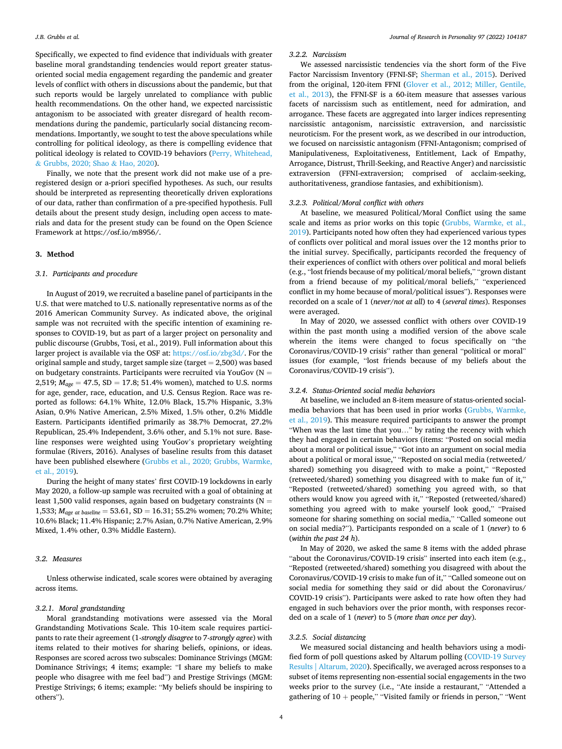Specifically, we expected to find evidence that individuals with greater baseline moral grandstanding tendencies would report greater status-oriented social media engagement regarding the pandemic and greater levels of conflict with others in discussions about the pandemic, but that such reports would be largely unrelated to compliance with public health recommendations. On the other hand, we expected narcissistic antagonism to be associated with greater disregard of health recommendations during the pandemic, particularly social distancing recommendations. Importantly, we sought to test the above speculations while controlling for political ideology, as there is compelling evidence that political ideology is related to COVID-19 behaviors (Perry, Whitehead, & Grubbs, 2020; Shao & Hao, 2020).

Finally, we note that the present work did not make use of a pre-registered design or a-priori specified hypotheses. As such, our results should be interpreted as representing theoretically driven explorations of our data, rather than confirmation of a pre-specified hypothesis. Full details about the present study design, including open access to materials and data for the present study can be found on the Open Science Framework at https://osf.io/m8956/.

## 3. Method

### 3.1. Participants and procedure

In August of 2019, we recruited a baseline panel of participants in the U.S. that were matched to U.S. nationally representative norms as of the 2016 American Community Survey. As indicated above, the original sample was not recruited with the specific intention of examining responses to COVID-19, but as part of a larger project on personality and public discourse (Grubbs, Tosi, et al., 2019). Full information about this larger project is available via the OSF at: https://osf.io/zbg3d/. For the original sample and study, target sample size (target = 2,500) was based on budgetary constraints. Participants were recruited via YouGov (N = 2,519; $M_{age}$ = 47.5, SD = 17.8; 51.4% women), matched to U.S. norms for age, gender, race, education, and U.S. Census Region. Race was reported as follows: 64.1% White, 12.0% Black, 15.7% Hispanic, 3.3% Asian, 0.9% Native American, 2.5% Mixed, 1.5% other, 0.2% Middle Eastern. Participants identified primarily as 38.7% Democrat, 27.2% Republican, 25.4% Independent, 3.6% other, and 5.1% not sure. Baseline responses were weighted using YouGov's proprietary weighting formulae (Rivers, 2016). Analyses of baseline results from this dataset have been published elsewhere (Grubbs et al., 2020; Grubbs, Warmke, et al., 2019).

During the height of many states' first COVID-19 lockdowns in early May 2020, a follow-up sample was recruited with a goal of obtaining at least 1,500 valid responses, again based on budgetary constraints (N = 1,533; $M_{age\ at\ baseline}$ = 53.61, SD = 16.31; 55.2% women; 70.2% White; 10.6% Black; 11.4% Hispanic; 2.7% Asian, 0.7% Native American, 2.9% Mixed, 1.4% other, 0.3% Middle Eastern).

### 3.2. Measures

Unless otherwise indicated, scale scores were obtained by averaging across items.

#### 3.2.1. Moral grandstanding

Moral grandstanding motivations were assessed via the Moral Grandstanding Motivations Scale. This 10-item scale requires participants to rate their agreement (1-*strongly disagree* to 7-*strongly agree*) with items related to their motives for sharing beliefs, opinions, or ideas. Responses are scored across two subscales: Dominance Strivings (MGM: Dominance Strivings; 4 items; example: "I share my beliefs to make people who disagree with me feel bad") and Prestige Strivings (MGM: Prestige Strivings; 6 items; example: "My beliefs should be inspiring to others").

#### 3.2.2. Narcissism

We assessed narcissistic tendencies via the short form of the Five Factor Narcissism Inventory (FFNI-SF; Sherman et al., 2015). Derived from the original, 120-item FFNI (Glover et al., 2012; Miller, Gentile, et al., 2013), the FFNI-SF is a 60-item measure that assesses various facets of narcissism such as entitlement, need for admiration, and arrogance. These facets are aggregated into larger indices representing narcissistic antagonism, narcissistic extraversion, and narcissistic neuroticism. For the present work, as we described in our introduction, we focused on narcissistic antagonism (FFNI-Antagonism; comprised of Manipulativeness, Exploitativeness, Entitlement, Lack of Empathy, Arrogance, Distrust, Thrill-Seeking, and Reactive Anger) and narcissistic extraversion (FFNI-extraversion; comprised of acclaim-seeking, authoritativeness, grandiose fantasies, and exhibitionism).

#### 3.2.3. Political/Moral conflict with others

At baseline, we measured Political/Moral Conflict using the same scale and items as prior works on this topic (Grubbs, Warmke, et al., 2019). Participants noted how often they had experienced various types of conflicts over political and moral issues over the 12 months prior to the initial survey. Specifically, participants recorded the frequency of their experiences of conflict with others over political and moral beliefs (e.g., "lost friends because of my political/moral beliefs," "grown distant from a friend because of my political/moral beliefs," "experienced conflict in my home because of moral/political issues"). Responses were recorded on a scale of 1 (*never/not at all*) to 4 (*several times*). Responses were averaged.

In May of 2020, we assessed conflict with others over COVID-19 within the past month using a modified version of the above scale wherein the items were changed to focus specifically on "the Coronavirus/COVID-19 crisis" rather than general "political or moral" issues (for example, "lost friends because of my beliefs about the Coronavirus/COVID-19 crisis").

#### 3.2.4. Status-Oriented social media behaviors

At baseline, we included an 8-item measure of status-oriented social-media behaviors that has been used in prior works (Grubbs, Warmke, et al., 2019). This measure required participants to answer the prompt "When was the last time that you…" by rating the recency with which they had engaged in certain behaviors (items: "Posted on social media about a moral or political issue," "Got into an argument on social media about a political or moral issue," "Reposted on social media (retweeted/shared) something you disagreed with to make a point," "Reposted (retweeted/shared) something you disagreed with to make fun of it," "Reposted (retweeted/shared) something you agreed with, so that others would know you agreed with it," "Reposted (retweeted/shared) something you agreed with to make yourself look good," "Praised someone for sharing something on social media," "Called someone out on social media?"). Participants responded on a scale of 1 (*never*) to 6 (*within the past 24 h*).

In May of 2020, we asked the same 8 items with the added phrase "about the Coronavirus/COVID-19 crisis" inserted into each item (e.g., "Reposted (retweeted/shared) something you disagreed with about the Coronavirus/COVID-19 crisis to make fun of it," "Called someone out on social media for something they said or did about the Coronavirus/COVID-19 crisis"). Participants were asked to rate how often they had engaged in such behaviors over the prior month, with responses recorded on a scale of 1 (*never*) to 5 (*more than once per day*).

#### 3.2.5. Social distancing

We measured social distancing and health behaviors using a modified form of poll questions asked by Altarum polling (COVID-19 Survey Results | Altarum, 2020). Specifically, we averaged across responses to a subset of items representing non-essential social engagements in the two weeks prior to the survey (i.e., "Ate inside a restaurant," "Attended a gathering of 10 + people," "Visited family or friends in person," "Went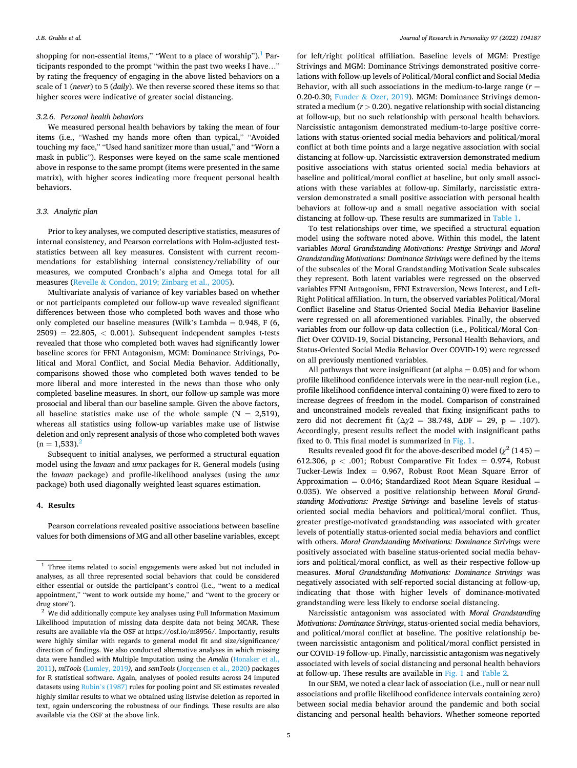shopping for non-essential items," "Went to a place of worship").[1] Participants responded to the prompt "within the past two weeks I have…" by rating the frequency of engaging in the above listed behaviors on a scale of 1 (*never*) to 5 (*daily*). We then reverse scored these items so that higher scores were indicative of greater social distancing.

#### 3.2.6. Personal health behaviors

We measured personal health behaviors by taking the mean of four items (i.e., "Washed my hands more often than typical," "Avoided touching my face," "Used hand sanitizer more than usual," and "Worn a mask in public"). Responses were keyed on the same scale mentioned above in response to the same prompt (items were presented in the same matrix), with higher scores indicating more frequent personal health behaviors.

### 3.3. Analytic plan

Prior to key analyses, we computed descriptive statistics, measures of internal consistency, and Pearson correlations with Holm-adjusted test-statistics between all key measures. Consistent with current recommendations for establishing internal consistency/reliability of our measures, we computed Cronbach's alpha and Omega total for all measures (Revelle & Condon, 2019; Zinbarg et al., 2005).

Multivariate analysis of variance of key variables based on whether or not participants completed our follow-up wave revealed significant differences between those who completed both waves and those who only completed our baseline measures (Wilk's Lambda = 0.948, F (6, 2509) = 22.805, < 0.001). Subsequent independent samples t-tests revealed that those who completed both waves had significantly lower baseline scores for FFNI Antagonism, MGM: Dominance Strivings, Political and Moral Conflict, and Social Media Behavior. Additionally, comparisons showed those who completed both waves tended to be more liberal and more interested in the news than those who only completed baseline measures. In short, our follow-up sample was more prosocial and liberal than our baseline sample. Given the above factors, all baseline statistics make use of the whole sample (N = 2,519), whereas all statistics using follow-up variables make use of listwise deletion and only represent analysis of those who completed both waves (n = 1,533).[2]

Subsequent to initial analyses, we performed a structural equation model using the *lavaan* and *umx* packages for R. General models (using the *lavaan* package) and profile-likelihood analyses (using the *umx* package) both used diagonally weighted least squares estimation.

## 4. Results

Pearson correlations revealed positive associations between baseline values for both dimensions of MG and all other baseline variables, except for left/right political affiliation. Baseline levels of MGM: Prestige Strivings and MGM: Dominance Strivings demonstrated positive correlations with follow-up levels of Political/Moral conflict and Social Media Behavior, with all such associations in the medium-to-large range ($r$ = 0.20-0.30; Funder & Ozer, 2019). MGM: Dominance Strivings demonstrated a medium ($r > 0.20$). negative relationship with social distancing at follow-up, but no such relationship with personal health behaviors. Narcissistic antagonism demonstrated medium-to-large positive correlations with status-oriented social media behaviors and political/moral conflict at both time points and a large negative association with social distancing at follow-up. Narcissistic extraversion demonstrated medium positive associations with status oriented social media behaviors at baseline and political/moral conflict at baseline, but only small associations with these variables at follow-up. Similarly, narcissistic extraversion demonstrated a small positive association with personal health behaviors at follow-up and a small negative association with social distancing at follow-up. These results are summarized in Table 1.

To test relationships over time, we specified a structural equation model using the software noted above. Within this model, the latent variables *Moral Grandstanding Motivations: Prestige Strivings* and *Moral Grandstanding Motivations: Dominance Strivings* were defined by the items of the subscales of the Moral Grandstanding Motivation Scale subscales they represent. Both latent variables were regressed on the observed variables FFNI Antagonism, FFNI Extraversion, News Interest, and Left-Right Political affiliation. In turn, the observed variables Political/Moral Conflict Baseline and Status-Oriented Social Media Behavior Baseline were regressed on all aforementioned variables. Finally, the observed variables from our follow-up data collection (i.e., Political/Moral Conflict Over COVID-19, Social Distancing, Personal Health Behaviors, and Status-Oriented Social Media Behavior Over COVID-19) were regressed on all previously mentioned variables.

All pathways that were insignificant (at alpha = 0.05) and for whom profile likelihood confidence intervals were in the near-null region (i.e., profile likelihood confidence interval containing 0) were fixed to zero to increase degrees of freedom in the model. Comparison of constrained and unconstrained models revealed that fixing insignificant paths to zero did not decrement fit ($\Delta\chi2$ = 38.748, $\Delta$DF = 29, p = .107). Accordingly, present results reflect the model with insignificant paths fixed to 0. This final model is summarized in Fig. 1.

Results revealed good fit for the above-described model ($\chi^2$ (145) = 612.306, p < .001; Robust Comparative Fit Index = 0.974, Robust Tucker-Lewis Index = 0.967, Robust Root Mean Square Error of Approximation = 0.046; Standardized Root Mean Square Residual = 0.035). We observed a positive relationship between *Moral Grandstanding Motivations: Prestige Strivings* and baseline levels of status-oriented social media behaviors and political/moral conflict. Thus, greater prestige-motivated grandstanding was associated with greater levels of potentially status-oriented social media behaviors and conflict with others. *Moral Grandstanding Motivations: Dominance Strivings* were positively associated with baseline status-oriented social media behaviors and political/moral conflict, as well as their respective follow-up measures. *Moral Grandstanding Motivations: Dominance Strivings* was negatively associated with self-reported social distancing at follow-up, indicating that those with higher levels of dominance-motivated grandstanding were less likely to endorse social distancing.

Narcissistic antagonism was associated with *Moral Grandstanding Motivations: Dominance Strivings*, status-oriented social media behaviors, and political/moral conflict at baseline. The positive relationship between narcissistic antagonism and political/moral conflict persisted in our COVID-19 follow-up. Finally, narcissistic antagonism was negatively associated with levels of social distancing and personal health behaviors at follow-up. These results are available in Fig. 1 and Table 2.

In our SEM, we noted a clear lack of association (i.e., null or near null associations and profile likelihood confidence intervals containing zero) between social media behavior around the pandemic and both social distancing and personal health behaviors. Whether someone reported

[1] Three items related to social engagements were asked but not included in analyses, as all three represented social behaviors that could be considered either essential or outside the participant's control (i.e., "went to a medical appointment," "went to work outside my home," and "went to the grocery or drug store").

[2] We did additionally compute key analyses using Full Information Maximum Likelihood imputation of missing data despite data not being MCAR. These results are available via the OSF at https://osf.io/m8956/. Importantly, results were highly similar with regards to general model fit and size/significance/direction of findings. We also conducted alternative analyses in which missing data were handled with Multiple Imputation using the *Amelia* (Honaker et al., 2011), *miTools* (Lumley, 2019), and *semTools* (Jorgensen et al., 2020) packages for R statistical software. Again, analyses of pooled results across 24 imputed datasets using Rubin's (1987) rules for pooling point and SE estimates revealed highly similar results to what we obtained using listwise deletion as reported in text, again underscoring the robustness of our findings. These results are also available via the OSF at the above link.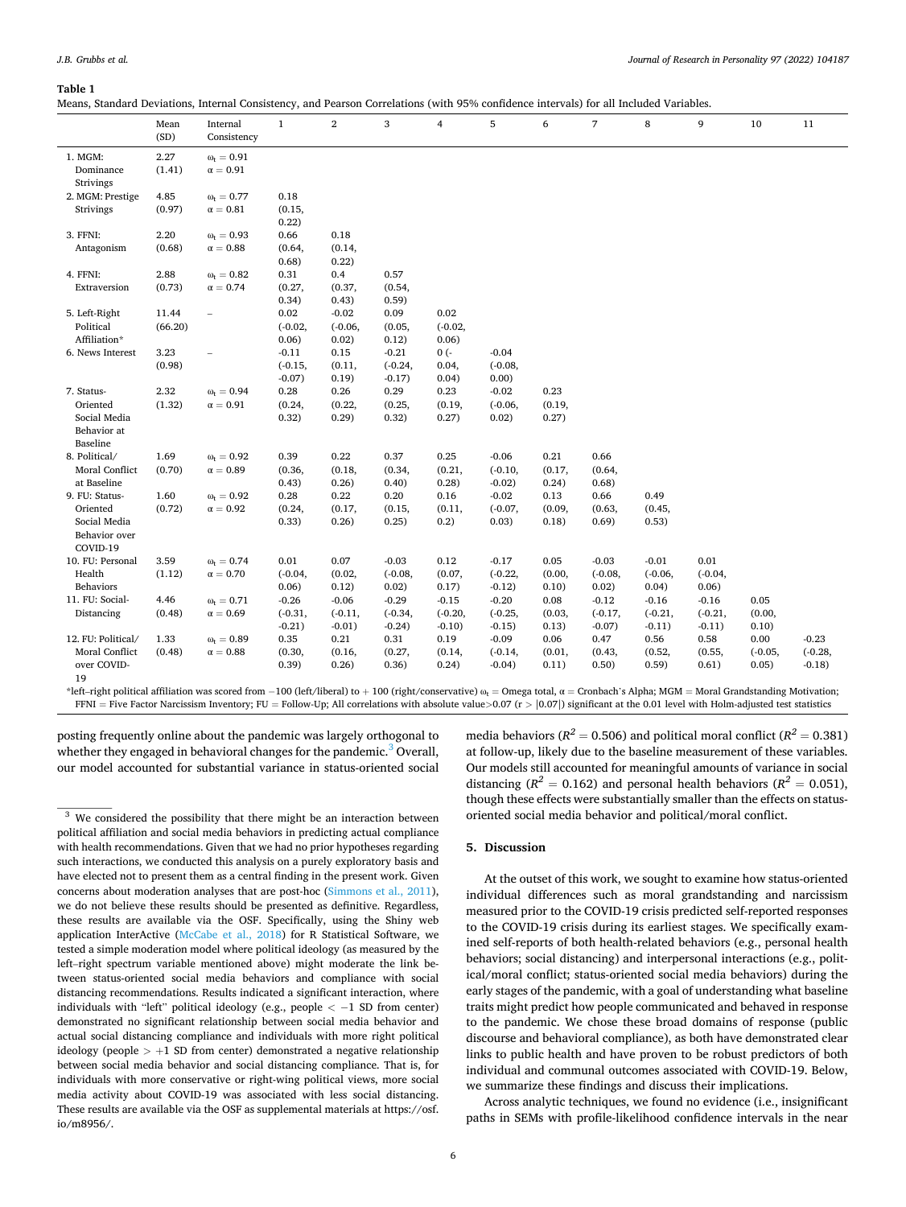**Table 1**

Means, Standard Deviations, Internal Consistency, and Pearson Correlations (with 95% confidence intervals) for all Included Variables.

| | Mean (SD) | Internal Consistency | 1 | 2 | 3 | 4 | 5 | 6 | 7 | 8 | 9 | 10 | 11 |
|---|---|---|---|---|---|---|---|---|---|---|---|---|---|
| 1. MGM: Dominance Strivings | 2.27 (1.41) | $\omega_t = 0.91$ $\alpha = 0.91$ | | | | | | | | | | | |
| 2. MGM: Prestige Strivings | 4.85 (0.97) | $\omega_t = 0.77$ $\alpha = 0.81$ | 0.18 (0.15, 0.22) | | | | | | | | | | |
| 3. FFNI: Antagonism | 2.20 (0.68) | $\omega_t = 0.93$ $\alpha = 0.88$ | 0.66 (0.64, 0.68) | 0.18 (0.14, 0.22) | | | | | | | | | |
| 4. FFNI: Extraversion | 2.88 (0.73) | $\omega_t = 0.82$ $\alpha = 0.74$ | 0.31 (0.27, 0.34) | 0.4 (0.37, 0.43) | 0.57 (0.54, 0.59) | | | | | | | | |
| 5. Left-Right Political Affiliation* | 11.44 (66.20) | – | 0.02 (-0.02, 0.06) | -0.02 (-0.06, 0.02) | 0.09 (0.05, 0.12) | 0.02 (-0.02, 0.06) | | | | | | | |
| 6. News Interest | 3.23 (0.98) | – | -0.11 (-0.15, -0.07) | 0.15 (0.11, 0.19) | -0.21 (-0.24, -0.17) | 0 (-0.04, 0.04) | -0.04 (-0.08, 0.00) | | | | | | |
| 7. Status-Oriented Social Media Behavior at Baseline | 2.32 (1.32) | $\omega_t = 0.94$ $\alpha = 0.91$ | 0.28 (0.24, 0.32) | 0.26 (0.22, 0.29) | 0.29 (0.25, 0.32) | 0.23 (0.19, 0.27) | -0.02 (-0.06, 0.02) | 0.23 (0.19, 0.27) | | | | | |
| 8. Political/ Moral Conflict at Baseline | 1.69 (0.70) | $\omega_t = 0.92$ $\alpha = 0.89$ | 0.39 (0.36, 0.43) | 0.22 (0.18, 0.26) | 0.37 (0.34, 0.40) | 0.25 (0.21, 0.28) | -0.06 (-0.10, -0.02) | 0.21 (0.17, 0.24) | 0.66 (0.64, 0.68) | | | | |
| 9. FU: Status-Oriented Social Media Behavior over COVID-19 | 1.60 (0.72) | $\omega_t = 0.92$ $\alpha = 0.92$ | 0.28 (0.24, 0.33) | 0.22 (0.17, 0.26) | 0.20 (0.15, 0.25) | 0.16 (0.11, 0.2) | -0.02 (-0.07, 0.03) | 0.13 (0.09, 0.18) | 0.66 (0.63, 0.69) | 0.49 (0.45, 0.53) | | | |
| 10. FU: Personal Health Behaviors | 3.59 (1.12) | $\omega_t = 0.74$ $\alpha = 0.70$ | 0.01 (-0.04, 0.06) | 0.07 (0.02, 0.12) | -0.03 (-0.08, 0.02) | 0.12 (0.07, 0.17) | -0.17 (-0.22, -0.12) | 0.05 (0.00, 0.10) | -0.03 (-0.08, 0.02) | -0.01 (-0.06, 0.04) | 0.01 (-0.04, 0.06) | | |
| 11. FU: Social-Distancing | 4.46 (0.48) | $\omega_t = 0.71$ $\alpha = 0.69$ | -0.26 (-0.31, -0.21) | -0.06 (-0.11, -0.01) | -0.29 (-0.34, -0.24) | -0.15 (-0.20, -0.10) | -0.20 (-0.25, -0.15) | 0.08 (0.03, 0.13) | -0.12 (-0.17, -0.07) | -0.16 (-0.21, -0.11) | -0.16 (-0.21, -0.11) | 0.05 (0.00, 0.10) | |
| 12. FU: Political/ Moral Conflict over COVID-19 | 1.33 (0.48) | $\omega_t = 0.89$ $\alpha = 0.88$ | 0.35 (0.30, 0.39) | 0.21 (0.16, 0.26) | 0.31 (0.27, 0.36) | 0.19 (0.14, 0.24) | -0.09 (-0.14, -0.04) | 0.06 (0.01, 0.11) | 0.47 (0.43, 0.50) | 0.56 (0.52, 0.59) | 0.58 (0.55, 0.61) | 0.00 (-0.05, 0.05) | -0.23 (-0.28, -0.18) |

*left–right political affiliation was scored from −100 (left/liberal) to + 100 (right/conservative) $\omega_t$ = Omega total, α = Cronbach's Alpha; MGM = Moral Grandstanding Motivation; FFNI = Five Factor Narcissism Inventory; FU = Follow-Up; All correlations with absolute value>0.07 (r > |0.07|) significant at the 0.01 level with Holm-adjusted test statistics

posting frequently online about the pandemic was largely orthogonal to whether they engaged in behavioral changes for the pandemic.[3] Overall, our model accounted for substantial variance in status-oriented social media behaviors ($R^2 = 0.506$) and political moral conflict ($R^2 = 0.381$) at follow-up, likely due to the baseline measurement of these variables. Our models still accounted for meaningful amounts of variance in social distancing ($R^2 = 0.162$) and personal health behaviors ($R^2 = 0.051$), though these effects were substantially smaller than the effects on status-oriented social media behavior and political/moral conflict.

[3] We considered the possibility that there might be an interaction between political affiliation and social media behaviors in predicting actual compliance with health recommendations. Given that we had no prior hypotheses regarding such interactions, we conducted this analysis on a purely exploratory basis and have elected not to present them as a central finding in the present work. Given concerns about moderation analyses that are post-hoc (Simmons et al., 2011), we do not believe these results should be presented as definitive. Regardless, these results are available via the OSF. Specifically, using the Shiny web application InterActive (McCabe et al., 2018) for R Statistical Software, we tested a simple moderation model where political ideology (as measured by the left–right spectrum variable mentioned above) might moderate the link between status-oriented social media behaviors and compliance with social distancing recommendations. Results indicated a significant interaction, where individuals with "left" political ideology (e.g., people < −1 SD from center) demonstrated no significant relationship between social media behavior and actual social distancing compliance and individuals with more right political ideology (people > +1 SD from center) demonstrated a negative relationship between social media behavior and social distancing compliance. That is, for individuals with more conservative or right-wing political views, more social media activity about COVID-19 was associated with less social distancing. These results are available via the OSF as supplemental materials at https://osf.io/m8956/.

## 5. Discussion

At the outset of this work, we sought to examine how status-oriented individual differences such as moral grandstanding and narcissism measured prior to the COVID-19 crisis predicted self-reported responses to the COVID-19 crisis during its earliest stages. We specifically examined self-reports of both health-related behaviors (e.g., personal health behaviors; social distancing) and interpersonal interactions (e.g., political/moral conflict; status-oriented social media behaviors) during the early stages of the pandemic, with a goal of understanding what baseline traits might predict how people communicated and behaved in response to the pandemic. We chose these broad domains of response (public discourse and behavioral compliance), as both have demonstrated clear links to public health and have proven to be robust predictors of both individual and communal outcomes associated with COVID-19. Below, we summarize these findings and discuss their implications.

Across analytic techniques, we found no evidence (i.e., insignificant paths in SEMs with profile-likelihood confidence intervals in the near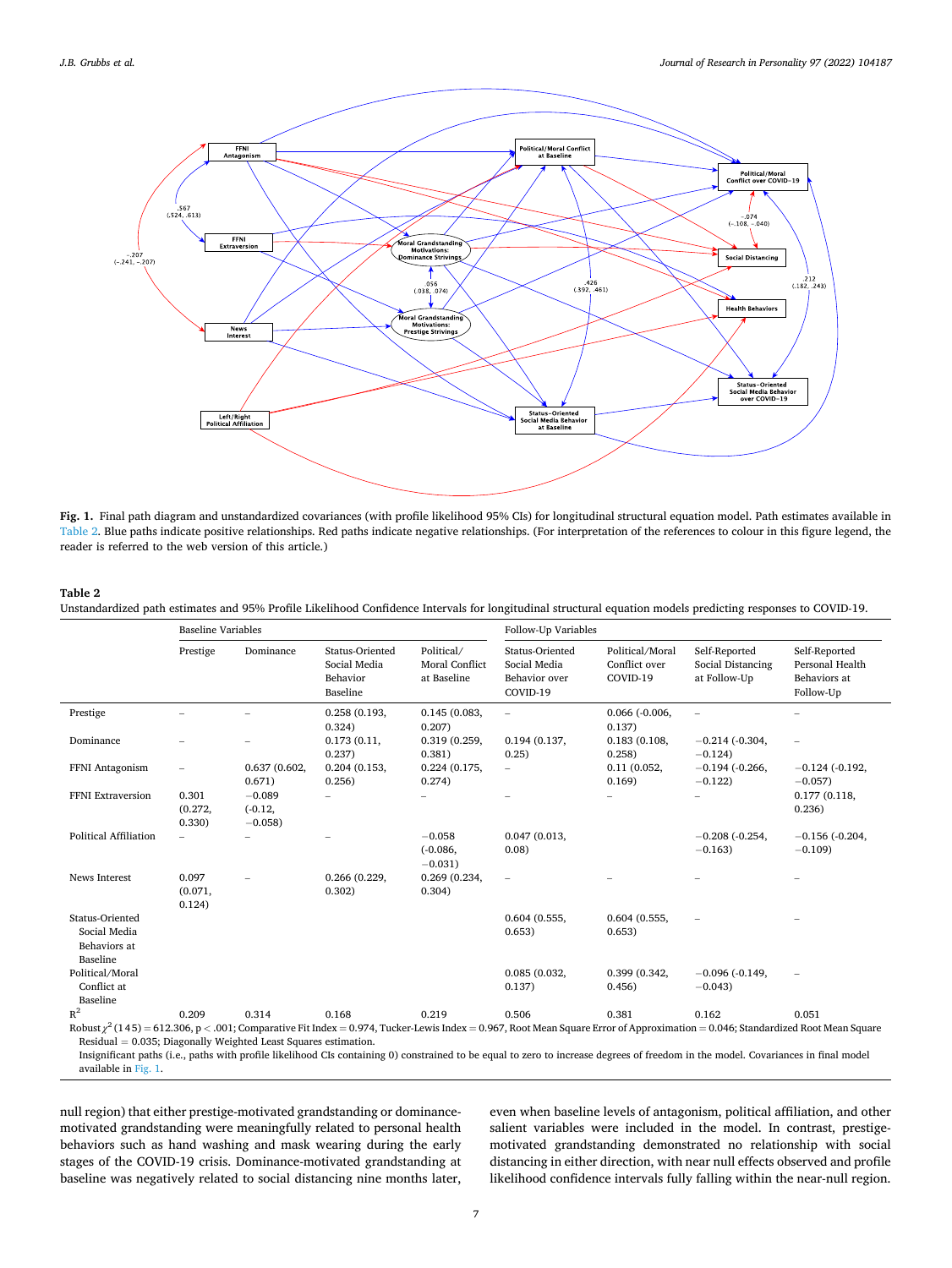Fig. 1. Final path diagram and unstandardized covariances (with profile likelihood 95% CIs) for longitudinal structural equation model. Path estimates available in Table 2. Blue paths indicate positive relationships. Red paths indicate negative relationships. (For interpretation of the references to colour in this figure legend, the reader is referred to the web version of this article.)

**Table 2**
Unstandardized path estimates and 95% Profile Likelihood Confidence Intervals for longitudinal structural equation models predicting responses to COVID-19.

| | Baseline Variables | | | | Follow-Up Variables | | | |
|---|---|---|---|---|---|---|---|---|
| | Prestige | Dominance | Status-Oriented Social Media Behavior Baseline | Political/ Moral Conflict at Baseline | Status-Oriented Social Media Behavior over COVID-19 | Political/Moral Conflict over COVID-19 | Self-Reported Social Distancing at Follow-Up | Self-Reported Personal Health Behaviors at Follow-Up |
| Prestige | – | – | 0.258 (0.193, 0.324) | 0.145 (0.083, 0.207) | – | 0.066 (-0.006, 0.137) | – | – |
| Dominance | – | – | 0.173 (0.11, 0.237) | 0.319 (0.259, 0.381) | 0.194 (0.137, 0.25) | 0.183 (0.108, 0.258) | −0.214 (-0.304, −0.124) | – |
| FFNI Antagonism | – | 0.637 (0.602, 0.671) | 0.204 (0.153, 0.256) | 0.224 (0.175, 0.274) | – | 0.11 (0.052, 0.169) | −0.194 (-0.266, −0.122) | −0.124 (-0.192, −0.057) |
| FFNI Extraversion | 0.301 (0.272, 0.330) | −0.089 (-0.12, −0.058) | – | – | – | – | – | 0.177 (0.118, 0.236) |
| Political Affiliation | – | – | – | −0.058 (-0.086, −0.031) | 0.047 (0.013, 0.08) | | −0.208 (-0.254, −0.163) | −0.156 (-0.204, −0.109) |
| News Interest | 0.097 (0.071, 0.124) | – | 0.266 (0.229, 0.302) | 0.269 (0.234, 0.304) | – | – | – | – |
| Status-Oriented Social Media Behaviors at Baseline | | | | | 0.604 (0.555, 0.653) | 0.604 (0.555, 0.653) | – | – |
| Political/Moral Conflict at Baseline | | | | | 0.085 (0.032, 0.137) | 0.399 (0.342, 0.456) | −0.096 (-0.149, −0.043) | – |
| $R^2$ | 0.209 | 0.314 | 0.168 | 0.219 | 0.506 | 0.381 | 0.162 | 0.051 |

Robust $\chi^2(145) = 612.306$, $p < .001$; Comparative Fit Index = 0.974, Tucker-Lewis Index = 0.967, Root Mean Square Error of Approximation = 0.046; Standardized Root Mean Square Residual = 0.035; Diagonally Weighted Least Squares estimation.

Insignificant paths (i.e., paths with profile likelihood CIs containing 0) constrained to be equal to zero to increase degrees of freedom in the model. Covariances in final model available in Fig. 1.

null region) that either prestige-motivated grandstanding or dominance-motivated grandstanding were meaningfully related to personal health behaviors such as hand washing and mask wearing during the early stages of the COVID-19 crisis. Dominance-motivated grandstanding at baseline was negatively related to social distancing nine months later, even when baseline levels of antagonism, political affiliation, and other salient variables were included in the model. In contrast, prestige-motivated grandstanding demonstrated no relationship with social distancing in either direction, with near null effects observed and profile likelihood confidence intervals fully falling within the near-null region.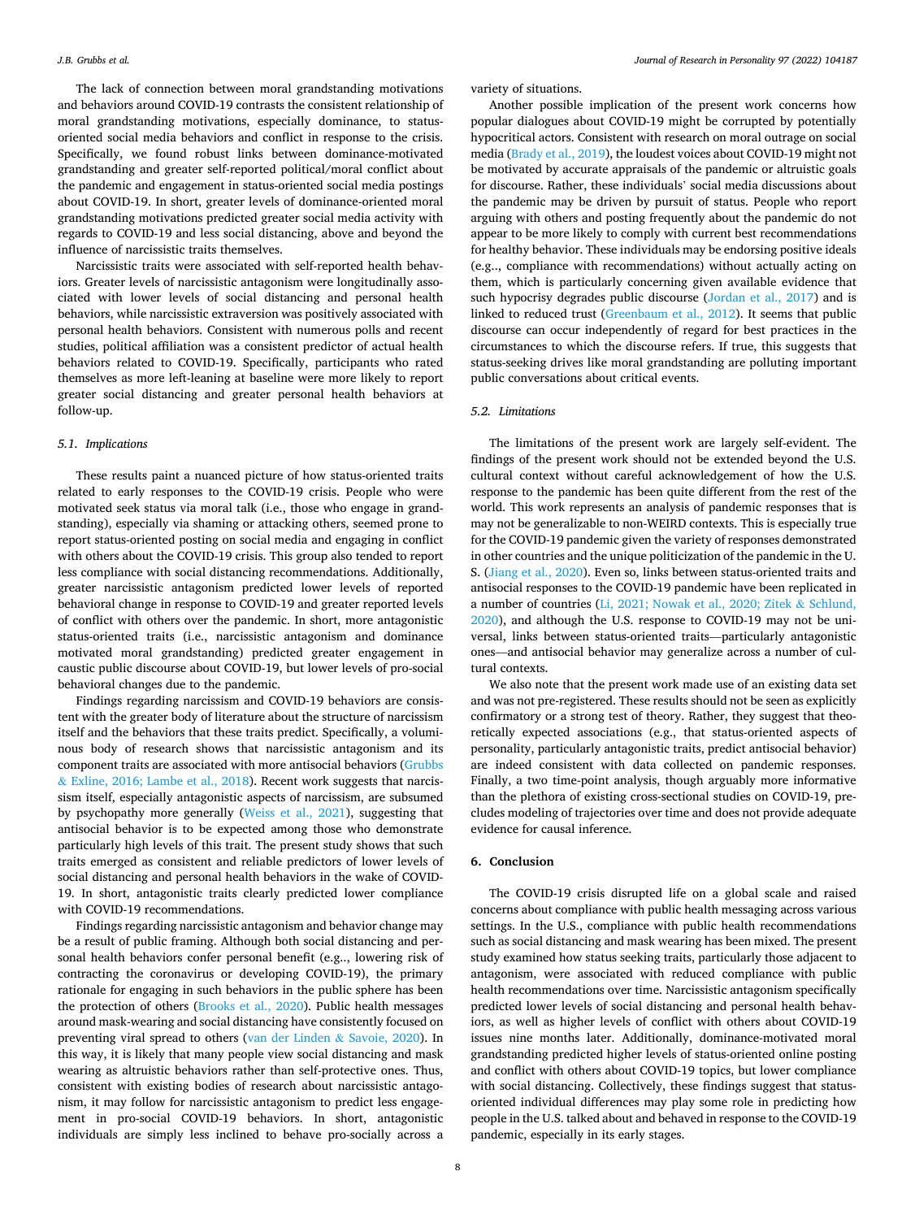The lack of connection between moral grandstanding motivations and behaviors around COVID-19 contrasts the consistent relationship of moral grandstanding motivations, especially dominance, to status-oriented social media behaviors and conflict in response to the crisis. Specifically, we found robust links between dominance-motivated grandstanding and greater self-reported political/moral conflict about the pandemic and engagement in status-oriented social media postings about COVID-19. In short, greater levels of dominance-oriented moral grandstanding motivations predicted greater social media activity with regards to COVID-19 and less social distancing, above and beyond the influence of narcissistic traits themselves.

Narcissistic traits were associated with self-reported health behaviors. Greater levels of narcissistic antagonism were longitudinally associated with lower levels of social distancing and personal health behaviors, while narcissistic extraversion was positively associated with personal health behaviors. Consistent with numerous polls and recent studies, political affiliation was a consistent predictor of actual health behaviors related to COVID-19. Specifically, participants who rated themselves as more left-leaning at baseline were more likely to report greater social distancing and greater personal health behaviors at follow-up.

### 5.1. Implications

These results paint a nuanced picture of how status-oriented traits related to early responses to the COVID-19 crisis. People who were motivated seek status via moral talk (i.e., those who engage in grandstanding), especially via shaming or attacking others, seemed prone to report status-oriented posting on social media and engaging in conflict with others about the COVID-19 crisis. This group also tended to report less compliance with social distancing recommendations. Additionally, greater narcissistic antagonism predicted lower levels of reported behavioral change in response to COVID-19 and greater reported levels of conflict with others over the pandemic. In short, more antagonistic status-oriented traits (i.e., narcissistic antagonism and dominance motivated moral grandstanding) predicted greater engagement in caustic public discourse about COVID-19, but lower levels of pro-social behavioral changes due to the pandemic.

Findings regarding narcissism and COVID-19 behaviors are consistent with the greater body of literature about the structure of narcissism itself and the behaviors that these traits predict. Specifically, a voluminous body of research shows that narcissistic antagonism and its component traits are associated with more antisocial behaviors (Grubbs & Exline, 2016; Lambe et al., 2018). Recent work suggests that narcissism itself, especially antagonistic aspects of narcissism, are subsumed by psychopathy more generally (Weiss et al., 2021), suggesting that antisocial behavior is to be expected among those who demonstrate particularly high levels of this trait. The present study shows that such traits emerged as consistent and reliable predictors of lower levels of social distancing and personal health behaviors in the wake of COVID-19. In short, antagonistic traits clearly predicted lower compliance with COVID-19 recommendations.

Findings regarding narcissistic antagonism and behavior change may be a result of public framing. Although both social distancing and personal health behaviors confer personal benefit (e.g.., lowering risk of contracting the coronavirus or developing COVID-19), the primary rationale for engaging in such behaviors in the public sphere has been the protection of others (Brooks et al., 2020). Public health messages around mask-wearing and social distancing have consistently focused on preventing viral spread to others (van der Linden & Savoie, 2020). In this way, it is likely that many people view social distancing and mask wearing as altruistic behaviors rather than self-protective ones. Thus, consistent with existing bodies of research about narcissistic antagonism, it may follow for narcissistic antagonism to predict less engagement in pro-social COVID-19 behaviors. In short, antagonistic individuals are simply less inclined to behave pro-socially across a variety of situations.

Another possible implication of the present work concerns how popular dialogues about COVID-19 might be corrupted by potentially hypocritical actors. Consistent with research on moral outrage on social media (Brady et al., 2019), the loudest voices about COVID-19 might not be motivated by accurate appraisals of the pandemic or altruistic goals for discourse. Rather, these individuals' social media discussions about the pandemic may be driven by pursuit of status. People who report arguing with others and posting frequently about the pandemic do not appear to be more likely to comply with current best recommendations for healthy behavior. These individuals may be endorsing positive ideals (e.g.., compliance with recommendations) without actually acting on them, which is particularly concerning given available evidence that such hypocrisy degrades public discourse (Jordan et al., 2017) and is linked to reduced trust (Greenbaum et al., 2012). It seems that public discourse can occur independently of regard for best practices in the circumstances to which the discourse refers. If true, this suggests that status-seeking drives like moral grandstanding are polluting important public conversations about critical events.

### 5.2. Limitations

The limitations of the present work are largely self-evident. The findings of the present work should not be extended beyond the U.S. cultural context without careful acknowledgement of how the U.S. response to the pandemic has been quite different from the rest of the world. This work represents an analysis of pandemic responses that is may not be generalizable to non-WEIRD contexts. This is especially true for the COVID-19 pandemic given the variety of responses demonstrated in other countries and the unique politicization of the pandemic in the U. S. (Jiang et al., 2020). Even so, links between status-oriented traits and antisocial responses to the COVID-19 pandemic have been replicated in a number of countries (Li, 2021; Nowak et al., 2020; Zitek & Schlund, 2020), and although the U.S. response to COVID-19 may not be universal, links between status-oriented traits—particularly antagonistic ones—and antisocial behavior may generalize across a number of cultural contexts.

We also note that the present work made use of an existing data set and was not pre-registered. These results should not be seen as explicitly confirmatory or a strong test of theory. Rather, they suggest that theoretically expected associations (e.g., that status-oriented aspects of personality, particularly antagonistic traits, predict antisocial behavior) are indeed consistent with data collected on pandemic responses. Finally, a two time-point analysis, though arguably more informative than the plethora of existing cross-sectional studies on COVID-19, precludes modeling of trajectories over time and does not provide adequate evidence for causal inference.

## 6. Conclusion

The COVID-19 crisis disrupted life on a global scale and raised concerns about compliance with public health messaging across various settings. In the U.S., compliance with public health recommendations such as social distancing and mask wearing has been mixed. The present study examined how status seeking traits, particularly those adjacent to antagonism, were associated with reduced compliance with public health recommendations over time. Narcissistic antagonism specifically predicted lower levels of social distancing and personal health behaviors, as well as higher levels of conflict with others about COVID-19 issues nine months later. Additionally, dominance-motivated moral grandstanding predicted higher levels of status-oriented online posting and conflict with others about COVID-19 topics, but lower compliance with social distancing. Collectively, these findings suggest that status-oriented individual differences may play some role in predicting how people in the U.S. talked about and behaved in response to the COVID-19 pandemic, especially in its early stages.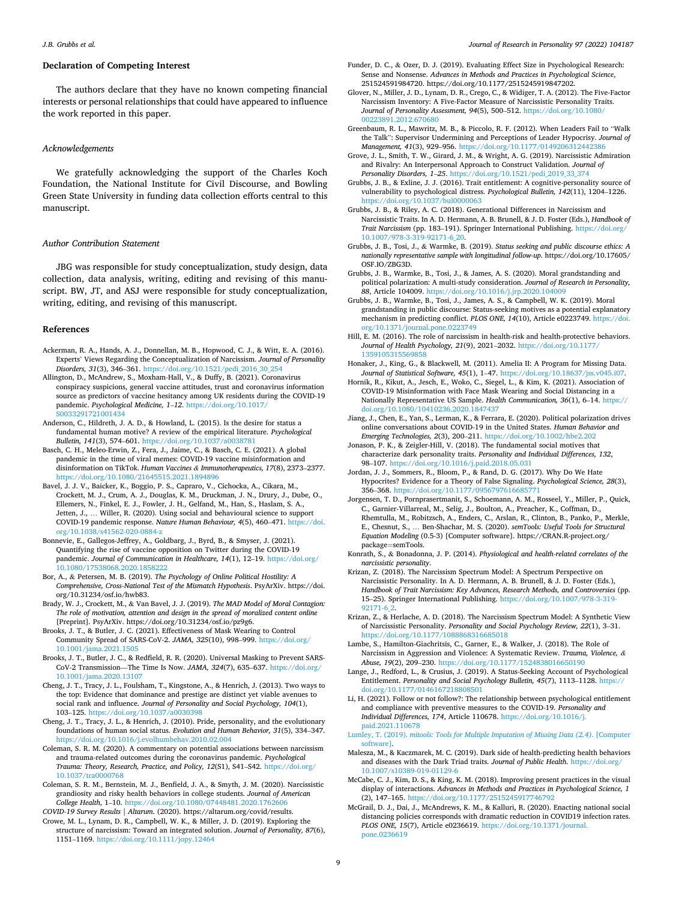## Declaration of Competing Interest

The authors declare that they have no known competing financial interests or personal relationships that could have appeared to influence the work reported in this paper.

## Acknowledgements

We gratefully acknowledging the support of the Charles Koch Foundation, the National Institute for Civil Discourse, and Bowling Green State University in funding data collection efforts central to this manuscript.

## Author Contribution Statement

JBG was responsible for study conceptualization, study design, data collection, data analysis, writing, editing and revising of this manuscript. BW, JT, and ASJ were responsible for study conceptualization, writing, editing, and revising of this manuscript.

## References

Ackerman, R. A., Hands, A. J., Donnellan, M. B., Hopwood, C. J., & Witt, E. A. (2016). Experts' Views Regarding the Conceptualization of Narcissism. *Journal of Personality Disorders, 31*(3), 346–361. https://doi.org/10.1521/pedi_2016_30_254

Allington, D., McAndrew, S., Moxham-Hall, V., & Duffy, B. (2021). Coronavirus conspiracy suspicions, general vaccine attitudes, trust and coronavirus information source as predictors of vaccine hesitancy among UK residents during the COVID-19 pandemic. *Psychological Medicine, 1–12*. https://doi.org/10.1017/S0033291721001434

Anderson, C., Hildreth, J. A. D., & Howland, L. (2015). Is the desire for status a fundamental human motive? A review of the empirical literature. *Psychological Bulletin, 141*(3), 574–601. https://doi.org/10.1037/a0038781

Basch, C. H., Meleo-Erwin, Z., Fera, J., Jaime, C., & Basch, C. E. (2021). A global pandemic in the time of viral memes: COVID-19 vaccine misinformation and disinformation on TikTok. *Human Vaccines & Immunotherapeutics, 17*(8), 2373–2377. https://doi.org/10.1080/21645515.2021.1894896

Bavel, J. J. V., Baicker, K., Boggio, P. S., Capraro, V., Cichocka, A., Cikara, M., Crockett, M. J., Crum, A. J., Douglas, K. M., Druckman, J. N., Drury, J., Dube, O., Ellemers, N., Finkel, E. J., Fowler, J. H., Gelfand, M., Han, S., Haslam, S. A., Jetten, J., … Willer, R. (2020). Using social and behavioural science to support COVID-19 pandemic response. *Nature Human Behaviour, 4*(5), 460–471. https://doi.org/10.1038/s41562-020-0884-z

Bonnevie, E., Gallegos-Jeffrey, A., Goldbarg, J., Byrd, B., & Smyser, J. (2021). Quantifying the rise of vaccine opposition on Twitter during the COVID-19 pandemic. *Journal of Communication in Healthcare, 14*(1), 12–19. https://doi.org/10.1080/17538068.2020.1858222

Bor, A., & Petersen, M. B. (2019). *The Psychology of Online Political Hostility: A Comprehensive, Cross-National Test of the Mismatch Hypothesis*. PsyArXiv. https://doi.org/10.31234/osf.io/hwb83.

Brady, W. J., Crockett, M., & Van Bavel, J. J. (2019). *The MAD Model of Moral Contagion: The role of motivation, attention and design in the spread of moralized content online* [Preprint]. PsyArXiv. https://doi.org/10.31234/osf.io/pz9g6.

Brooks, J. T., & Butler, J. C. (2021). Effectiveness of Mask Wearing to Control Community Spread of SARS-CoV-2. *JAMA, 325*(10), 998–999. https://doi.org/10.1001/jama.2021.1505

Brooks, J. T., Butler, J. C., & Redfield, R. R. (2020). Universal Masking to Prevent SARS-CoV-2 Transmission—The Time Is Now. *JAMA, 324*(7), 635–637. https://doi.org/10.1001/jama.2020.13107

Cheng, J. T., Tracy, J. L., Foulsham, T., Kingstone, A., & Henrich, J. (2013). Two ways to the top: Evidence that dominance and prestige are distinct yet viable avenues to social rank and influence. *Journal of Personality and Social Psychology, 104*(1), 103–125. https://doi.org/10.1037/a0030398

Cheng, J. T., Tracy, J. L., & Henrich, J. (2010). Pride, personality, and the evolutionary foundations of human social status. *Evolution and Human Behavior, 31*(5), 334–347. https://doi.org/10.1016/j.evolhumbehav.2010.02.004

Coleman, S. R. M. (2020). A commentary on potential associations between narcissism and trauma-related outcomes during the coronavirus pandemic. *Psychological Trauma: Theory, Research, Practice, and Policy, 12*(S1), S41–S42. https://doi.org/10.1037/tra0000768

Coleman, S. R. M., Bernstein, M. J., Benfield, J. A., & Smyth, J. M. (2020). Narcissistic grandiosity and risky health behaviors in college students. *Journal of American College Health*, 1–10. https://doi.org/10.1080/07448481.2020.1762606

*COVID-19 Survey Results | Altarum*. (2020). https://altarum.org/covid/results.

Crowe, M. L., Lynam, D. R., Campbell, W. K., & Miller, J. D. (2019). Exploring the structure of narcissism: Toward an integrated solution. *Journal of Personality, 87*(6), 1151–1169. https://doi.org/10.1111/jopy.12464

Funder, D. C., & Ozer, D. J. (2019). Evaluating Effect Size in Psychological Research: Sense and Nonsense. *Advances in Methods and Practices in Psychological Science*, 251524591984720. https://doi.org/10.1177/2515245919847202.

Glover, N., Miller, J. D., Lynam, D. R., Crego, C., & Widiger, T. A. (2012). The Five-Factor Narcissism Inventory: A Five-Factor Measure of Narcissistic Personality Traits. *Journal of Personality Assessment, 94*(5), 500–512. https://doi.org/10.1080/00223891.2012.670680

Greenbaum, R. L., Mawritz, M. B., & Piccolo, R. F. (2012). When Leaders Fail to "Walk the Talk": Supervisor Undermining and Perceptions of Leader Hypocrisy. *Journal of Management, 41*(3), 929–956. https://doi.org/10.1177/0149206312442386

Grove, J. L., Smith, T. W., Girard, J. M., & Wright, A. G. (2019). Narcissistic Admiration and Rivalry: An Interpersonal Approach to Construct Validation. *Journal of Personality Disorders, 1–25*. https://doi.org/10.1521/pedi_2019_33_374

Grubbs, J. B., & Exline, J. J. (2016). Trait entitlement: A cognitive-personality source of vulnerability to psychological distress. *Psychological Bulletin, 142*(11), 1204–1226. https://doi.org/10.1037/bul0000063

Grubbs, J. B., & Riley, A. C. (2018). Generational Differences in Narcissism and Narcissistic Traits. In A. D. Hermann, A. B. Brunell, & J. D. Foster (Eds.), *Handbook of Trait Narcissism* (pp. 183–191). Springer International Publishing. https://doi.org/10.1007/978-3-319-92171-6_20.

Grubbs, J. B., Tosi, J., & Warmke, B. (2019). *Status seeking and public discourse ethics: A nationally representative sample with longitudinal follow-up*. https://doi.org/10.17605/OSF.IO/ZBG3D.

Grubbs, J. B., Warmke, B., Tosi, J., & James, A. S. (2020). Moral grandstanding and political polarization: A multi-study consideration. *Journal of Research in Personality, 88*, Article 104009. https://doi.org/10.1016/j.jrp.2020.104009

Grubbs, J. B., Warmke, B., Tosi, J., James, A. S., & Campbell, W. K. (2019). Moral grandstanding in public discourse: Status-seeking motives as a potential explanatory mechanism in predicting conflict. *PLOS ONE, 14*(10), Article e0223749. https://doi.org/10.1371/journal.pone.0223749

Hill, E. M. (2016). The role of narcissism in health-risk and health-protective behaviors. *Journal of Health Psychology, 21*(9), 2021–2032. https://doi.org/10.1177/1359105315569858

Honaker, J., King, G., & Blackwell, M. (2011). Amelia II: A Program for Missing Data. *Journal of Statistical Software, 45*(1), 1–47. https://doi.org/10.18637/jss.v045.i07.

Hornik, R., Kikut, A., Jesch, E., Woko, C., Siegel, L., & Kim, K. (2021). Association of COVID-19 Misinformation with Face Mask Wearing and Social Distancing in a Nationally Representative US Sample. *Health Communication, 36*(1), 6–14. https://doi.org/10.1080/10410236.2020.1847437

Jiang, J., Chen, E., Yan, S., Lerman, K., & Ferrara, E. (2020). Political polarization drives online conversations about COVID-19 in the United States. *Human Behavior and Emerging Technologies, 2*(3), 200–211. https://doi.org/10.1002/hbe2.202

Jonason, P. K., & Zeigler-Hill, V. (2018). The fundamental social motives that characterize dark personality traits. *Personality and Individual Differences, 132*, 98–107. https://doi.org/10.1016/j.paid.2018.05.031

Jordan, J. J., Sommers, R., Bloom, P., & Rand, D. G. (2017). Why Do We Hate Hypocrites? Evidence for a Theory of False Signaling. *Psychological Science, 28*(3), 356–368. https://doi.org/10.1177/0956797616685771

Jorgensen, T. D., Pornprasertmanit, S., Schoemann, A. M., Rosseel, Y., Miller, P., Quick, C., Garnier-Villarreal, M., Selig, J., Boulton, A., Preacher, K., Coffman, D., Rhemtulla, M., Robitzsch, A., Enders, C., Arslan, R., Clinton, B., Panko, P., Merkle, E., Chesnut, S., … Ben-Shachar, M. S. (2020). *semTools: Useful Tools for Structural Equation Modeling* (0.5-3) [Computer software]. https://CRAN.R-project.org/package=semTools.

Konrath, S., & Bonadonna, J. P. (2014). *Physiological and health-related correlates of the narcissistic personality*.

Krizan, Z. (2018). The Narcissism Spectrum Model: A Spectrum Perspective on Narcissistic Personality. In A. D. Hermann, A. B. Brunell, & J. D. Foster (Eds.), *Handbook of Trait Narcissism: Key Advances, Research Methods, and Controversies* (pp. 15–25). Springer International Publishing. https://doi.org/10.1007/978-3-319-92171-6_2.

Krizan, Z., & Herlache, A. D. (2018). The Narcissism Spectrum Model: A Synthetic View of Narcissistic Personality. *Personality and Social Psychology Review, 22*(1), 3–31. https://doi.org/10.1177/1088868316685018

Lambe, S., Hamilton-Giachritsis, C., Garner, E., & Walker, J. (2018). The Role of Narcissism in Aggression and Violence: A Systematic Review. *Trauma, Violence, & Abuse, 19*(2), 209–230. https://doi.org/10.1177/1524838016650190

Lange, J., Redford, L., & Crusius, J. (2019). A Status-Seeking Account of Psychological Entitlement. *Personality and Social Psychology Bulletin, 45*(7), 1113–1128. https://doi.org/10.1177/0146167218808501

Li, H. (2021). Follow or not follow?: The relationship between psychological entitlement and compliance with preventive measures to the COVID-19. *Personality and Individual Differences, 174*, Article 110678. https://doi.org/10.1016/j.paid.2021.110678

Lumley, T. (2019). *mitools: Tools for Multiple Imputation of Missing Data (2.4)*. [Computer software].

Malesza, M., & Kaczmarek, M. C. (2019). Dark side of health-predicting health behaviors and diseases with the Dark Triad traits. *Journal of Public Health*. https://doi.org/10.1007/s10389-019-01129-6

McCabe, C. J., Kim, D. S., & King, K. M. (2018). Improving present practices in the visual display of interactions. *Advances in Methods and Practices in Psychological Science, 1*(2), 147–165. https://doi.org/10.1177/2515245917746792

McGrail, D. J., Dai, J., McAndrews, K. M., & Kalluri, R. (2020). Enacting national social distancing policies corresponds with dramatic reduction in COVID19 infection rates. *PLOS ONE, 15*(7), Article e0236619. https://doi.org/10.1371/journal.pone.0236619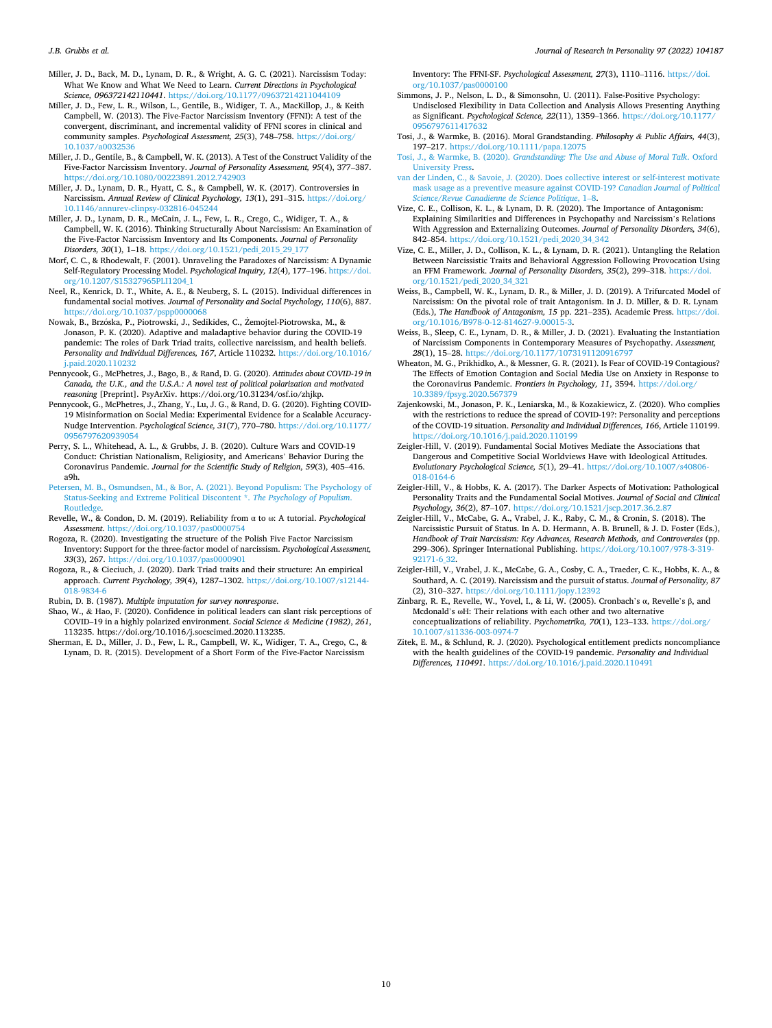Miller, J. D., Back, M. D., Lynam, D. R., & Wright, A. G. C. (2021). Narcissism Today: What We Know and What We Need to Learn. *Current Directions in Psychological Science, 096372142110441*. https://doi.org/10.1177/09637214211044109

Miller, J. D., Few, L. R., Wilson, L., Gentile, B., Widiger, T. A., MacKillop, J., & Keith Campbell, W. (2013). The Five-Factor Narcissism Inventory (FFNI): A test of the convergent, discriminant, and incremental validity of FFNI scores in clinical and community samples. *Psychological Assessment, 25*(3), 748–758. https://doi.org/10.1037/a0032536

Miller, J. D., Gentile, B., & Campbell, W. K. (2013). A Test of the Construct Validity of the Five-Factor Narcissism Inventory. *Journal of Personality Assessment, 95*(4), 377–387. https://doi.org/10.1080/00223891.2012.742903

Miller, J. D., Lynam, D. R., Hyatt, C. S., & Campbell, W. K. (2017). Controversies in Narcissism. *Annual Review of Clinical Psychology, 13*(1), 291–315. https://doi.org/10.1146/annurev-clinpsy-032816-045244

Miller, J. D., Lynam, D. R., McCain, J. L., Few, L. R., Crego, C., Widiger, T. A., & Campbell, W. K. (2016). Thinking Structurally About Narcissism: An Examination of the Five-Factor Narcissism Inventory and Its Components. *Journal of Personality Disorders, 30*(1), 1–18. https://doi.org/10.1521/pedi_2015_29_177

Morf, C. C., & Rhodewalt, F. (2001). Unraveling the Paradoxes of Narcissism: A Dynamic Self-Regulatory Processing Model. *Psychological Inquiry, 12*(4), 177–196. https://doi.org/10.1207/S15327965PLI1204_1

Neel, R., Kenrick, D. T., White, A. E., & Neuberg, S. L. (2015). Individual differences in fundamental social motives. *Journal of Personality and Social Psychology, 110*(6), 887. https://doi.org/10.1037/pspp0000068

Nowak, B., Brzóska, P., Piotrowski, J., Sedikides, C., Żemojtel-Piotrowska, M., & Jonason, P. K. (2020). Adaptive and maladaptive behavior during the COVID-19 pandemic: The roles of Dark Triad traits, collective narcissism, and health beliefs. *Personality and Individual Differences, 167*, Article 110232. https://doi.org/10.1016/j.paid.2020.110232

Pennycook, G., McPhetres, J., Bago, B., & Rand, D. G. (2020). *Attitudes about COVID-19 in Canada, the U.K., and the U.S.A.: A novel test of political polarization and motivated reasoning* [Preprint]. PsyArXiv. https://doi.org/10.31234/osf.io/zhjkp.

Pennycook, G., McPhetres, J., Zhang, Y., Lu, J. G., & Rand, D. G. (2020). Fighting COVID-19 Misinformation on Social Media: Experimental Evidence for a Scalable Accuracy-Nudge Intervention. *Psychological Science, 31*(7), 770–780. https://doi.org/10.1177/0956797620939054

Perry, S. L., Whitehead, A. L., & Grubbs, J. B. (2020). Culture Wars and COVID-19 Conduct: Christian Nationalism, Religiosity, and Americans' Behavior During the Coronavirus Pandemic. *Journal for the Scientific Study of Religion, 59*(3), 405–416. a9h.

Petersen, M. B., Osmundsen, M., & Bor, A. (2021). Beyond Populism: The Psychology of Status-Seeking and Extreme Political Discontent *. *The Psychology of Populism*. Routledge.

Revelle, W., & Condon, D. M. (2019). Reliability from α to ω: A tutorial. *Psychological Assessment*. https://doi.org/10.1037/pas0000754

Rogoza, R. (2020). Investigating the structure of the Polish Five Factor Narcissism Inventory: Support for the three-factor model of narcissism. *Psychological Assessment, 33*(3), 267. https://doi.org/10.1037/pas0000901

Rogoza, R., & Cieciuch, J. (2020). Dark Triad traits and their structure: An empirical approach. *Current Psychology, 39*(4), 1287–1302. https://doi.org/10.1007/s12144-018-9834-6

Rubin, D. B. (1987). *Multiple imputation for survey nonresponse*.

Shao, W., & Hao, F. (2020). Confidence in political leaders can slant risk perceptions of COVID–19 in a highly polarized environment. *Social Science & Medicine (1982), 261*, 113235. https://doi.org/10.1016/j.socscimed.2020.113235.

Sherman, E. D., Miller, J. D., Few, L. R., Campbell, W. K., Widiger, T. A., Crego, C., & Lynam, D. R. (2015). Development of a Short Form of the Five-Factor Narcissism Inventory: The FFNI-SF. *Psychological Assessment, 27*(3), 1110–1116. https://doi.org/10.1037/pas0000100

Simmons, J. P., Nelson, L. D., & Simonsohn, U. (2011). False-Positive Psychology: Undisclosed Flexibility in Data Collection and Analysis Allows Presenting Anything as Significant. *Psychological Science, 22*(11), 1359–1366. https://doi.org/10.1177/0956797611417632

Tosi, J., & Warmke, B. (2016). Moral Grandstanding. *Philosophy & Public Affairs, 44*(3), 197–217. https://doi.org/10.1111/papa.12075

Tosi, J., & Warmke, B. (2020). *Grandstanding: The Use and Abuse of Moral Talk*. Oxford University Press.

van der Linden, C., & Savoie, J. (2020). Does collective interest or self-interest motivate mask usage as a preventive measure against COVID-19? *Canadian Journal of Political Science/Revue Canadienne de Science Politique*, 1–8.

Vize, C. E., Collison, K. L., & Lynam, D. R. (2020). The Importance of Antagonism: Explaining Similarities and Differences in Psychopathy and Narcissism's Relations With Aggression and Externalizing Outcomes. *Journal of Personality Disorders, 34*(6), 842–854. https://doi.org/10.1521/pedi_2020_34_342

Vize, C. E., Miller, J. D., Collison, K. L., & Lynam, D. R. (2021). Untangling the Relation Between Narcissistic Traits and Behavioral Aggression Following Provocation Using an FFM Framework. *Journal of Personality Disorders, 35*(2), 299–318. https://doi.org/10.1521/pedi_2020_34_321

Weiss, B., Campbell, W. K., Lynam, D. R., & Miller, J. D. (2019). A Trifurcated Model of Narcissism: On the pivotal role of trait Antagonism. In J. D. Miller, & D. R. Lynam (Eds.), *The Handbook of Antagonism, 15* pp. 221–235). Academic Press. https://doi.org/10.1016/B978-0-12-814627-9.00015-3.

Weiss, B., Sleep, C. E., Lynam, D. R., & Miller, J. D. (2021). Evaluating the Instantiation of Narcissism Components in Contemporary Measures of Psychopathy. *Assessment, 28*(1), 15–28. https://doi.org/10.1177/1073191120916797

Wheaton, M. G., Prikhidko, A., & Messner, G. R. (2021). Is Fear of COVID-19 Contagious? The Effects of Emotion Contagion and Social Media Use on Anxiety in Response to the Coronavirus Pandemic. *Frontiers in Psychology, 11*, 3594. https://doi.org/10.3389/fpsyg.2020.567379

Zajenkowski, M., Jonason, P. K., Leniarska, M., & Kozakiewicz, Z. (2020). Who complies with the restrictions to reduce the spread of COVID-19?: Personality and perceptions of the COVID-19 situation. *Personality and Individual Differences, 166*, Article 110199. https://doi.org/10.1016/j.paid.2020.110199

Zeigler-Hill, V. (2019). Fundamental Social Motives Mediate the Associations that Dangerous and Competitive Social Worldviews Have with Ideological Attitudes. *Evolutionary Psychological Science, 5*(1), 29–41. https://doi.org/10.1007/s40806-018-0164-6

Zeigler-Hill, V., & Hobbs, K. A. (2017). The Darker Aspects of Motivation: Pathological Personality Traits and the Fundamental Social Motives. *Journal of Social and Clinical Psychology, 36*(2), 87–107. https://doi.org/10.1521/jscp.2017.36.2.87

Zeigler-Hill, V., McCabe, G. A., Vrabel, J. K., Raby, C. M., & Cronin, S. (2018). The Narcissistic Pursuit of Status. In A. D. Hermann, A. B. Brunell, & J. D. Foster (Eds.), *Handbook of Trait Narcissism: Key Advances, Research Methods, and Controversies* (pp. 299–306). Springer International Publishing. https://doi.org/10.1007/978-3-319-92171-6_32.

Zeigler-Hill, V., Vrabel, J. K., McCabe, G. A., Cosby, C. A., Traeder, C. K., Hobbs, K. A., & Southard, A. C. (2019). Narcissism and the pursuit of status. *Journal of Personality, 87* (2), 310–327. https://doi.org/10.1111/jopy.12392

Zinbarg, R. E., Revelle, W., Yovel, I., & Li, W. (2005). Cronbach's α, Revelle's β, and Mcdonald's ωH: Their relations with each other and two alternative conceptualizations of reliability. *Psychometrika, 70*(1), 123–133. https://doi.org/10.1007/s11336-003-0974-7

Zitek, E. M., & Schlund, R. J. (2020). Psychological entitlement predicts noncompliance with the health guidelines of the COVID-19 pandemic. *Personality and Individual Differences, 110491*. https://doi.org/10.1016/j.paid.2020.110491